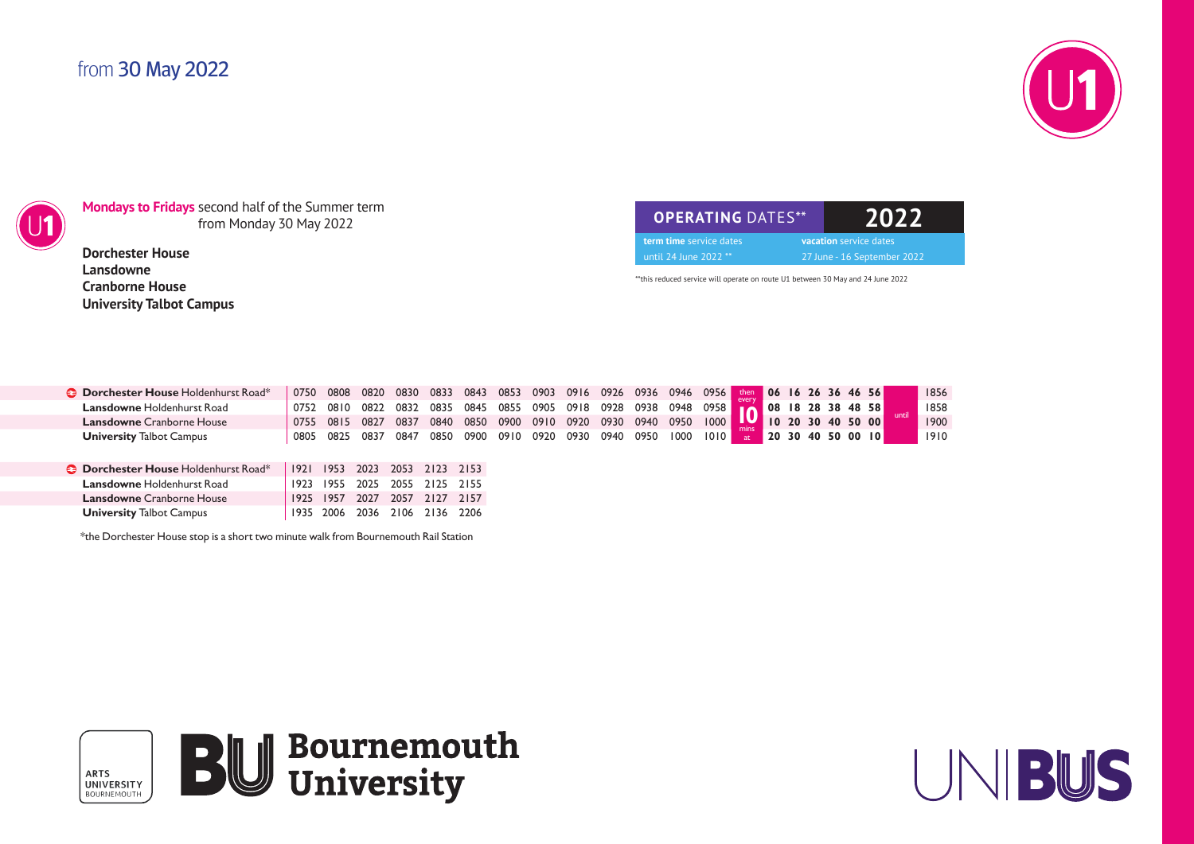from **30 May 2022**

U1

**Mondays to Fridays** second half of the Summer term from Monday 30 May 2022

**Dorchester House**
**Lansdowne**
**Cranborne House**
**University Talbot Campus**

| OPERATING DATES** | 2022 |
|---|---|
| **term time** service dates | **vacation** service dates |
| until 24 June 2022 ** | 27 June - 16 September 2022 |

**this reduced service will operate on route U1 between 30 May and 24 June 2022

| Stop | | | | | | | | | | | | | | | | | | | | | | | |
|---|---|---|---|---|---|---|---|---|---|---|---|---|---|---|---|---|---|---|---|---|---|---|---|
| **Dorchester House** Holdenhurst Road* | 0750 | 0808 | 0820 | 0830 | 0833 | 0843 | 0853 | 0903 | 0916 | 0926 | 0936 | 0946 | 0956 | then every 10 mins at | 06 | 16 | 26 | 36 | 46 | 56 | until | 1856 |
| **Lansdowne** Holdenhurst Road | 0752 | 0810 | 0822 | 0832 | 0835 | 0845 | 0855 | 0905 | 0918 | 0928 | 0938 | 0948 | 0958 | | 08 | 18 | 28 | 38 | 48 | 58 | | 1858 |
| **Lansdowne** Cranborne House | 0755 | 0815 | 0827 | 0837 | 0840 | 0850 | 0900 | 0910 | 0920 | 0930 | 0940 | 0950 | 1000 | | 10 | 20 | 30 | 40 | 50 | 00 | | 1900 |
| **University** Talbot Campus | 0805 | 0825 | 0837 | 0847 | 0850 | 0900 | 0910 | 0920 | 0930 | 0940 | 0950 | 1000 | 1010 | | 20 | 30 | 40 | 50 | 00 | 10 | | 1910 |

| Stop | | | | | | |
|---|---|---|---|---|---|---|
| **Dorchester House** Holdenhurst Road* | 1921 | 1953 | 2023 | 2053 | 2123 | 2153 |
| **Lansdowne** Holdenhurst Road | 1923 | 1955 | 2025 | 2055 | 2125 | 2155 |
| **Lansdowne** Cranborne House | 1925 | 1957 | 2027 | 2057 | 2127 | 2157 |
| **University** Talbot Campus | 1935 | 2006 | 2036 | 2106 | 2136 | 2206 |

*the Dorchester House stop is a short two minute walk from Bournemouth Rail Station

ARTS UNIVERSITY BOURNEMOUTH

BU Bournemouth University

UNIBUS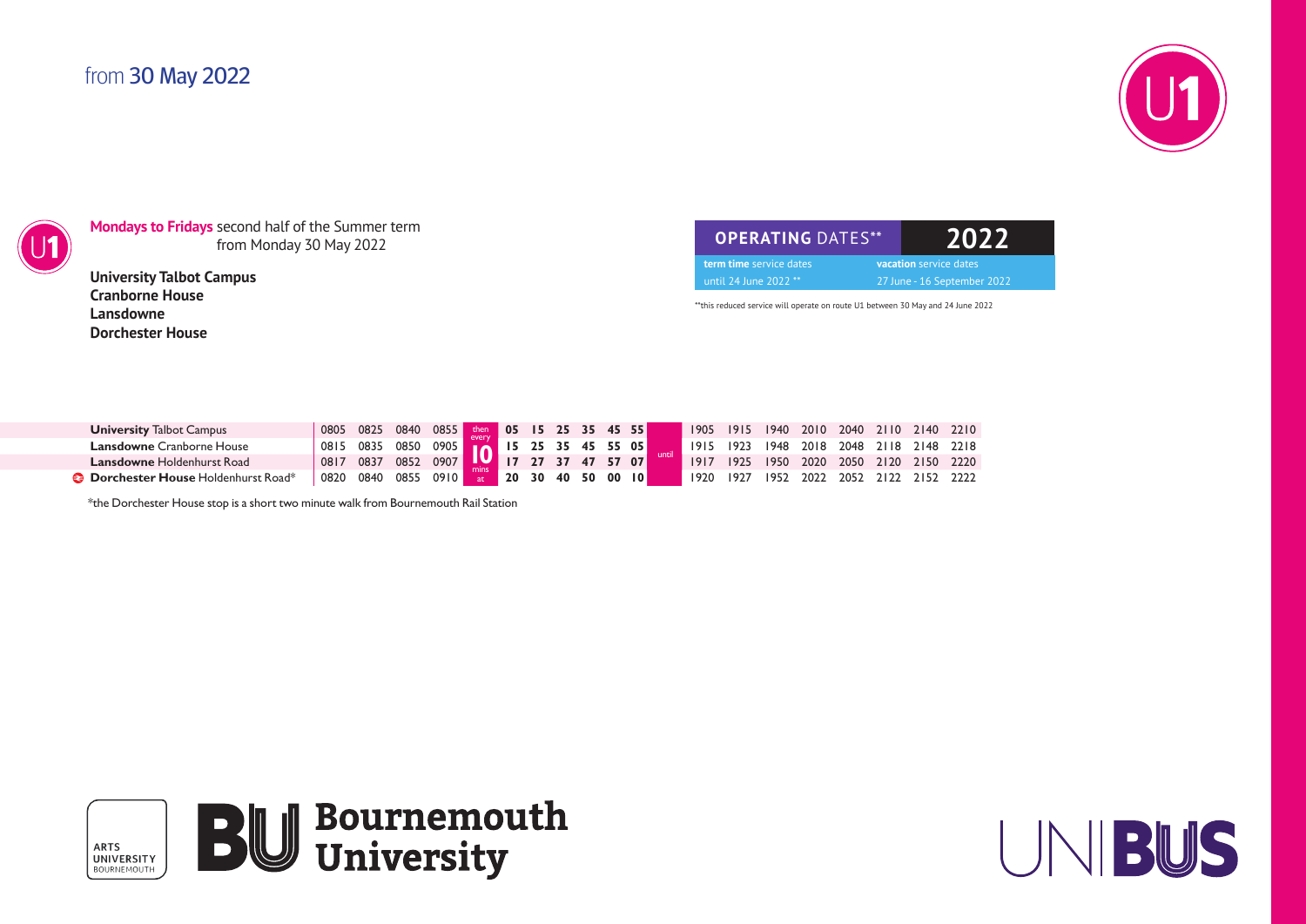from **30 May 2022**

**U1**

**Mondays to Fridays** second half of the Summer term from Monday 30 May 2022

**University Talbot Campus**
**Cranborne House**
**Lansdowne**
**Dorchester House**

| **OPERATING** DATES** | **2022** |
|---|---|
| **term time** service dates | **vacation** service dates |
| until 24 June 2022 ** | 27 June - 16 September 2022 |

**this reduced service will operate on route U1 between 30 May and 24 June 2022

| | | | | | | | | | | | | | | | | | | | | | |
|---|---|---|---|---|---|---|---|---|---|---|---|---|---|---|---|---|---|---|---|---|---|
| **University** Talbot Campus | 0805 | 0825 | 0840 | 0855 | then every | 05 | 15 | 25 | 35 | 45 | 55 | | 1905 | 1915 | 1940 | 2010 | 2040 | 2110 | 2140 | 2210 |
| **Lansdowne** Cranborne House | 0815 | 0835 | 0850 | 0905 | 10 | 15 | 25 | 35 | 45 | 55 | 05 | until | 1915 | 1923 | 1948 | 2018 | 2048 | 2118 | 2148 | 2218 |
| **Lansdowne** Holdenhurst Road | 0817 | 0837 | 0852 | 0907 | mins | 17 | 27 | 37 | 47 | 57 | 07 | | 1917 | 1925 | 1950 | 2020 | 2050 | 2120 | 2150 | 2220 |
| **Dorchester House** Holdenhurst Road* | 0820 | 0840 | 0855 | 0910 | at | 20 | 30 | 40 | 50 | 00 | 10 | | 1920 | 1927 | 1952 | 2022 | 2052 | 2122 | 2152 | 2222 |

*the Dorchester House stop is a short two minute walk from Bournemouth Rail Station

ARTS UNIVERSITY BOURNEMOUTH

Bournemouth University

UNIBUS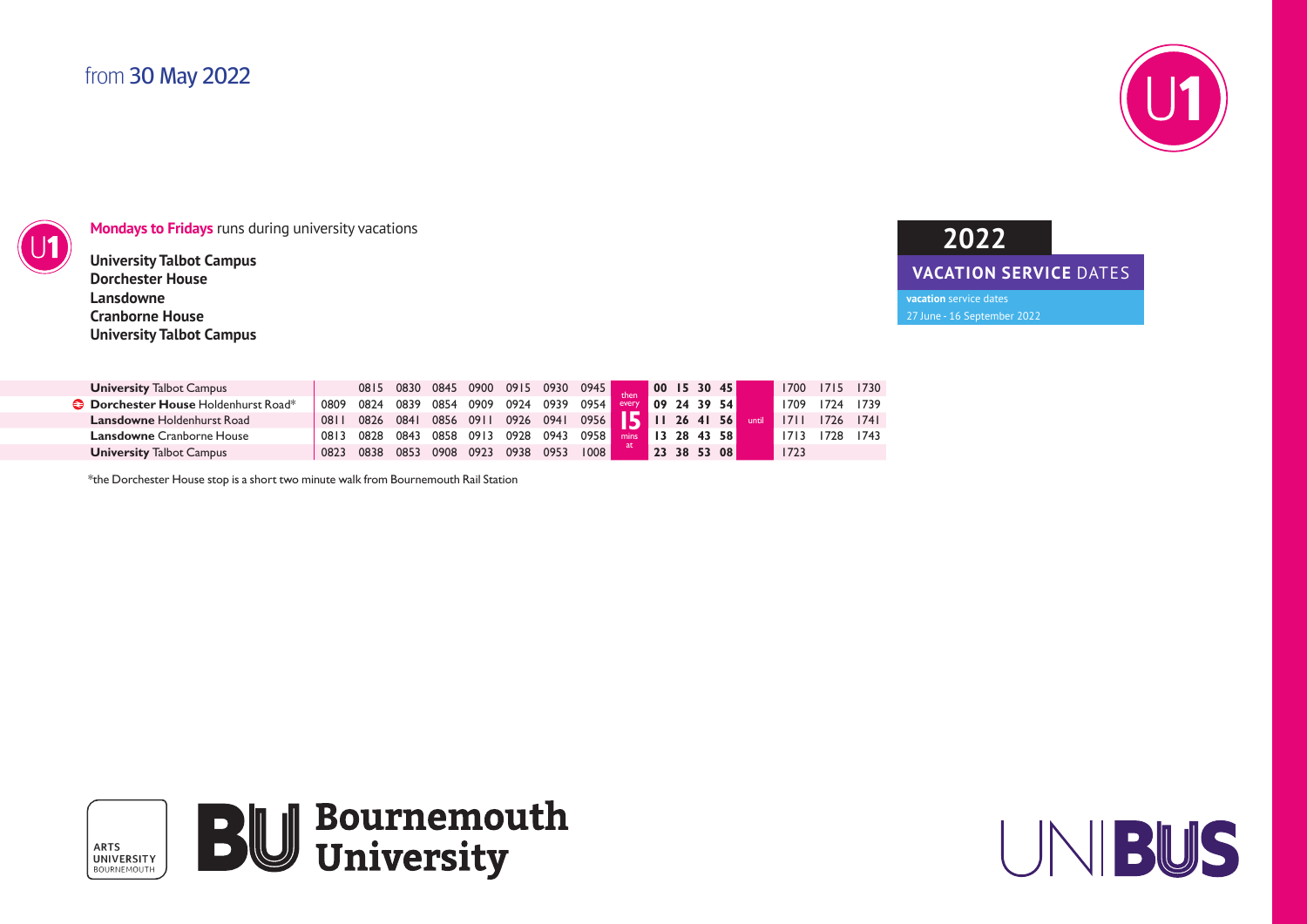from 30 May 2022

U1

U1 **Mondays to Fridays** runs during university vacations

**University Talbot Campus**
**Dorchester House**
**Lansdowne**
**Cranborne House**
**University Talbot Campus**

## 2022

**VACATION SERVICE** DATES

**vacation** service dates
27 June - 16 September 2022

| | | | | | | | | | | | | | | | |
|---|---|---|---|---|---|---|---|---|---|---|---|---|---|---|---|
| **University** Talbot Campus | | 0815 | 0830 | 0845 | 0900 | 0915 | 0930 | 0945 | then every **15** mins at | **00 15 30 45** | until | 1700 | 1715 | 1730 |
| **Dorchester House** Holdenhurst Road* | 0809 | 0824 | 0839 | 0854 | 0909 | 0924 | 0939 | 0954 | | **09 24 39 54** | | 1709 | 1724 | 1739 |
| **Lansdowne** Holdenhurst Road | 0811 | 0826 | 0841 | 0856 | 0911 | 0926 | 0941 | 0956 | | **11 26 41 56** | | 1711 | 1726 | 1741 |
| **Lansdowne** Cranborne House | 0813 | 0828 | 0843 | 0858 | 0913 | 0928 | 0943 | 0958 | | **13 28 43 58** | | 1713 | 1728 | 1743 |
| **University** Talbot Campus | 0823 | 0838 | 0853 | 0908 | 0923 | 0938 | 0953 | 1008 | | **23 38 53 08** | | 1723 | | |

*the Dorchester House stop is a short two minute walk from Bournemouth Rail Station

ARTS UNIVERSITY BOURNEMOUTH

Bournemouth University

UNIBUS